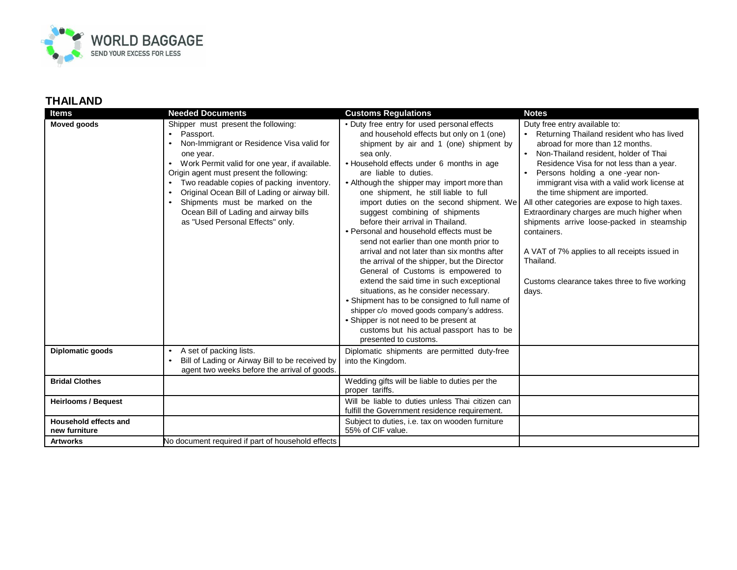## THAILAND

| Items | Needed Documents | Customs Regulations | Notes |
|---|---|---|---|
| **Moved goods** | Shipper must present the following:<br>• Passport.<br>• Non-Immigrant or Residence Visa valid for one year.<br>• Work Permit valid for one year, if available.<br>Origin agent must present the following:<br>• Two readable copies of packing inventory.<br>• Original Ocean Bill of Lading or airway bill.<br>• Shipments must be marked on the Ocean Bill of Lading and airway bills as "Used Personal Effects" only. | • Duty free entry for used personal effects and household effects but only on 1 (one) shipment by air and 1 (one) shipment by sea only.<br>• Household effects under 6 months in age are liable to duties.<br>• Although the shipper may import more than one shipment, he still liable to full import duties on the second shipment. We suggest combining of shipments before their arrival in Thailand.<br>• Personal and household effects must be send not earlier than one month prior to arrival and not later than six months after the arrival of the shipper, but the Director General of Customs is empowered to extend the said time in such exceptional situations, as he consider necessary.<br>• Shipment has to be consigned to full name of shipper c/o moved goods company's address.<br>• Shipper is not need to be present at customs but his actual passport has to be presented to customs. | Duty free entry available to:<br>• Returning Thailand resident who has lived abroad for more than 12 months.<br>• Non-Thailand resident, holder of Thai Residence Visa for not less than a year.<br>• Persons holding a one -year non-immigrant visa with a valid work license at the time shipment are imported.<br>All other categories are expose to high taxes. Extraordinary charges are much higher when shipments arrive loose-packed in steamship containers.<br><br>A VAT of 7% applies to all receipts issued in Thailand.<br><br>Customs clearance takes three to five working days. |
| **Diplomatic goods** | • A set of packing lists.<br>• Bill of Lading or Airway Bill to be received by agent two weeks before the arrival of goods. | Diplomatic shipments are permitted duty-free into the Kingdom. | |
| **Bridal Clothes** | | Wedding gifts will be liable to duties per the proper tariffs. | |
| **Heirlooms / Bequest** | | Will be liable to duties unless Thai citizen can fulfill the Government residence requirement. | |
| **Household effects and new furniture** | | Subject to duties, i.e. tax on wooden furniture 55% of CIF value. | |
| **Artworks** | No document required if part of household effects | | |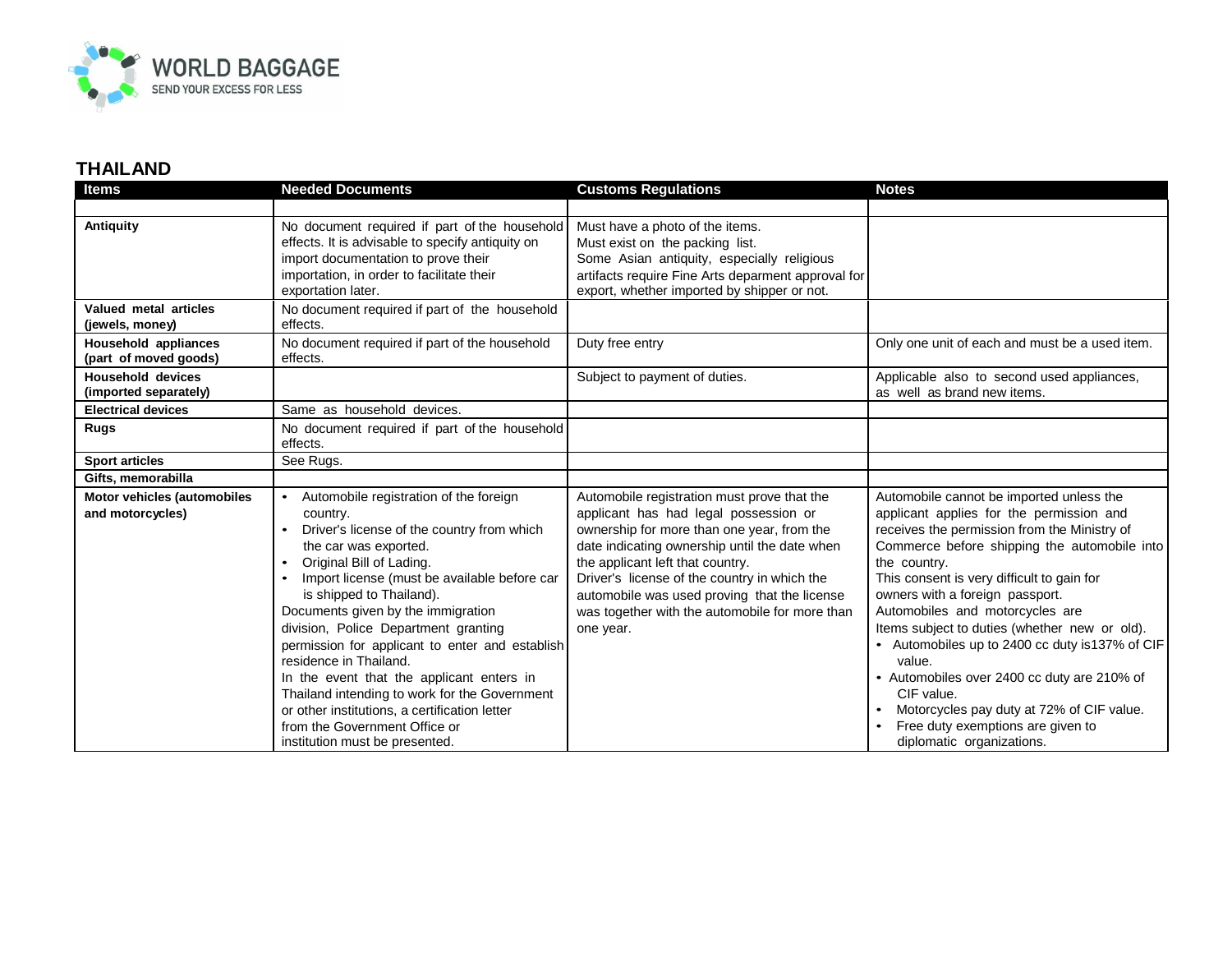## THAILAND

| Items | Needed Documents | Customs Regulations | Notes |
|---|---|---|---|
| | | | |
| **Antiquity** | No document required if part of the household effects. It is advisable to specify antiquity on import documentation to prove their importation, in order to facilitate their exportation later. | Must have a photo of the items. Must exist on the packing list. Some Asian antiquity, especially religious artifacts require Fine Arts deparment approval for export, whether imported by shipper or not. | |
| **Valued metal articles (jewels, money)** | No document required if part of the household effects. | | |
| **Household appliances (part of moved goods)** | No document required if part of the household effects. | Duty free entry | Only one unit of each and must be a used item. |
| **Household devices (imported separately)** | | Subject to payment of duties. | Applicable also to second used appliances, as well as brand new items. |
| **Electrical devices** | Same as household devices. | | |
| **Rugs** | No document required if part of the household effects. | | |
| **Sport articles** | See Rugs. | | |
| **Gifts, memorabilla** | | | |
| **Motor vehicles (automobiles and motorcycles)** | • Automobile registration of the foreign country.<br>• Driver's license of the country from which the car was exported.<br>• Original Bill of Lading.<br>• Import license (must be available before car is shipped to Thailand).<br>Documents given by the immigration division, Police Department granting permission for applicant to enter and establish residence in Thailand.<br>In the event that the applicant enters in Thailand intending to work for the Government or other institutions, a certification letter from the Government Office or institution must be presented. | Automobile registration must prove that the applicant has had legal possession or ownership for more than one year, from the date indicating ownership until the date when the applicant left that country.<br>Driver's license of the country in which the automobile was used proving that the license was together with the automobile for more than one year. | Automobile cannot be imported unless the applicant applies for the permission and receives the permission from the Ministry of Commerce before shipping the automobile into the country.<br>This consent is very difficult to gain for owners with a foreign passport.<br>Automobiles and motorcycles are Items subject to duties (whether new or old).<br>• Automobiles up to 2400 cc duty is137% of CIF value.<br>• Automobiles over 2400 cc duty are 210% of CIF value.<br>• Motorcycles pay duty at 72% of CIF value.<br>• Free duty exemptions are given to diplomatic organizations. |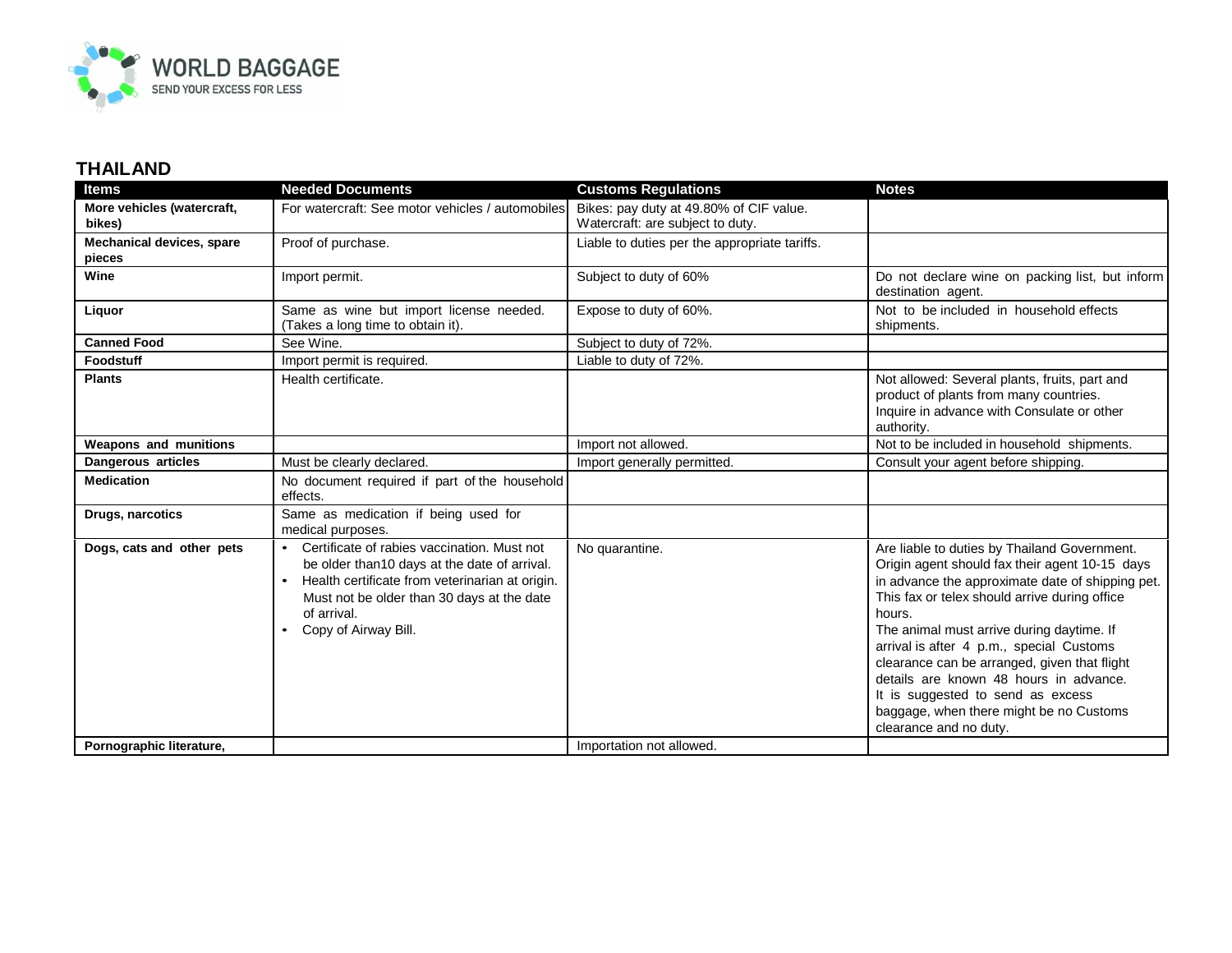## THAILAND

| Items | Needed Documents | Customs Regulations | Notes |
|---|---|---|---|
| **More vehicles (watercraft, bikes)** | For watercraft: See motor vehicles / automobiles | Bikes: pay duty at 49.80% of CIF value. Watercraft: are subject to duty. | |
| **Mechanical devices, spare pieces** | Proof of purchase. | Liable to duties per the appropriate tariffs. | |
| **Wine** | Import permit. | Subject to duty of 60% | Do not declare wine on packing list, but inform destination agent. |
| **Liquor** | Same as wine but import license needed. (Takes a long time to obtain it). | Expose to duty of 60%. | Not to be included in household effects shipments. |
| **Canned Food** | See Wine. | Subject to duty of 72%. | |
| **Foodstuff** | Import permit is required. | Liable to duty of 72%. | |
| **Plants** | Health certificate. | | Not allowed: Several plants, fruits, part and product of plants from many countries. Inquire in advance with Consulate or other authority. |
| **Weapons and munitions** | | Import not allowed. | Not to be included in household shipments. |
| **Dangerous articles** | Must be clearly declared. | Import generally permitted. | Consult your agent before shipping. |
| **Medication** | No document required if part of the household effects. | | |
| **Drugs, narcotics** | Same as medication if being used for medical purposes. | | |
| **Dogs, cats and other pets** | • Certificate of rabies vaccination. Must not be older than10 days at the date of arrival. • Health certificate from veterinarian at origin. Must not be older than 30 days at the date of arrival. • Copy of Airway Bill. | No quarantine. | Are liable to duties by Thailand Government. Origin agent should fax their agent 10-15 days in advance the approximate date of shipping pet. This fax or telex should arrive during office hours. The animal must arrive during daytime. If arrival is after 4 p.m., special Customs clearance can be arranged, given that flight details are known 48 hours in advance. It is suggested to send as excess baggage, when there might be no Customs clearance and no duty. |
| **Pornographic literature,** | | Importation not allowed. | |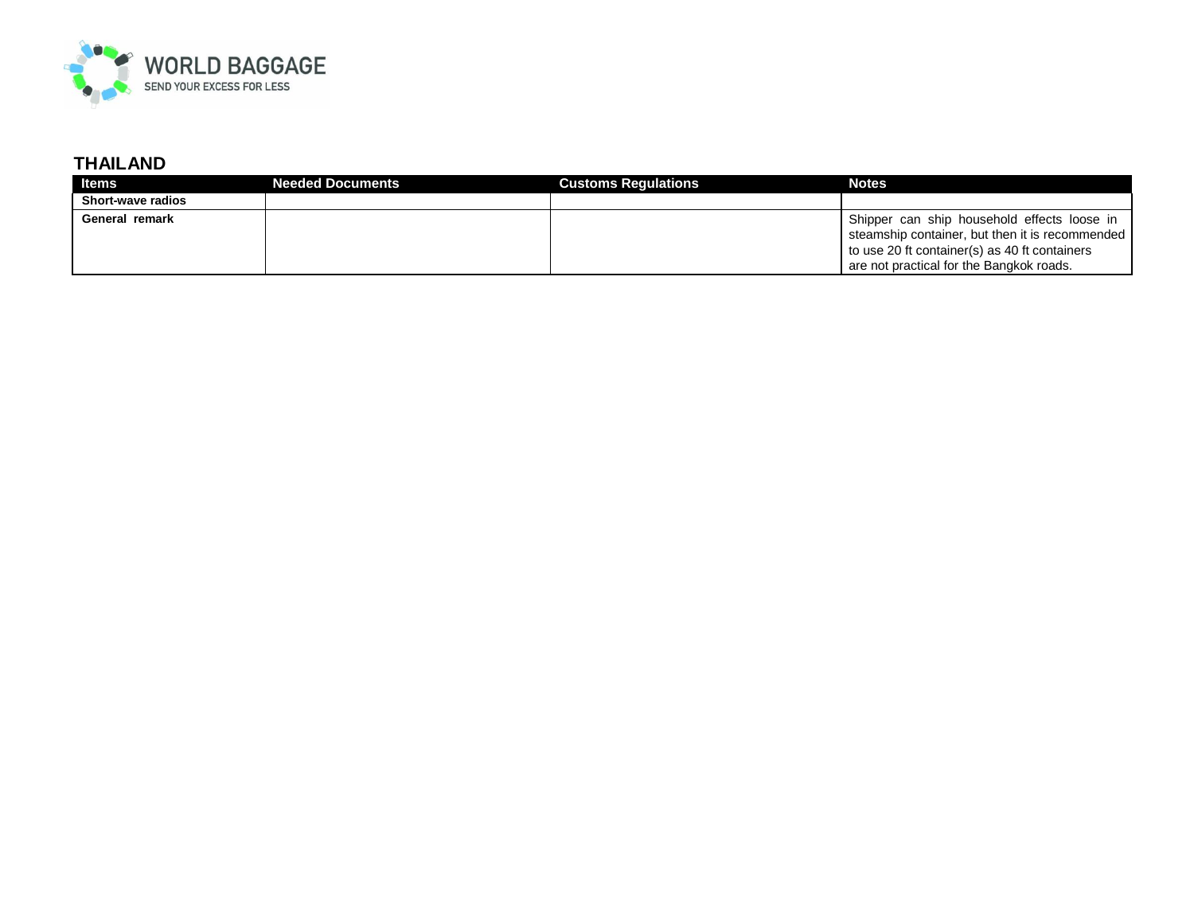## THAILAND

| Items | Needed Documents | Customs Regulations | Notes |
|---|---|---|---|
| **Short-wave radios** | | | |
| **General remark** | | | Shipper can ship household effects loose in steamship container, but then it is recommended to use 20 ft container(s) as 40 ft containers are not practical for the Bangkok roads. |